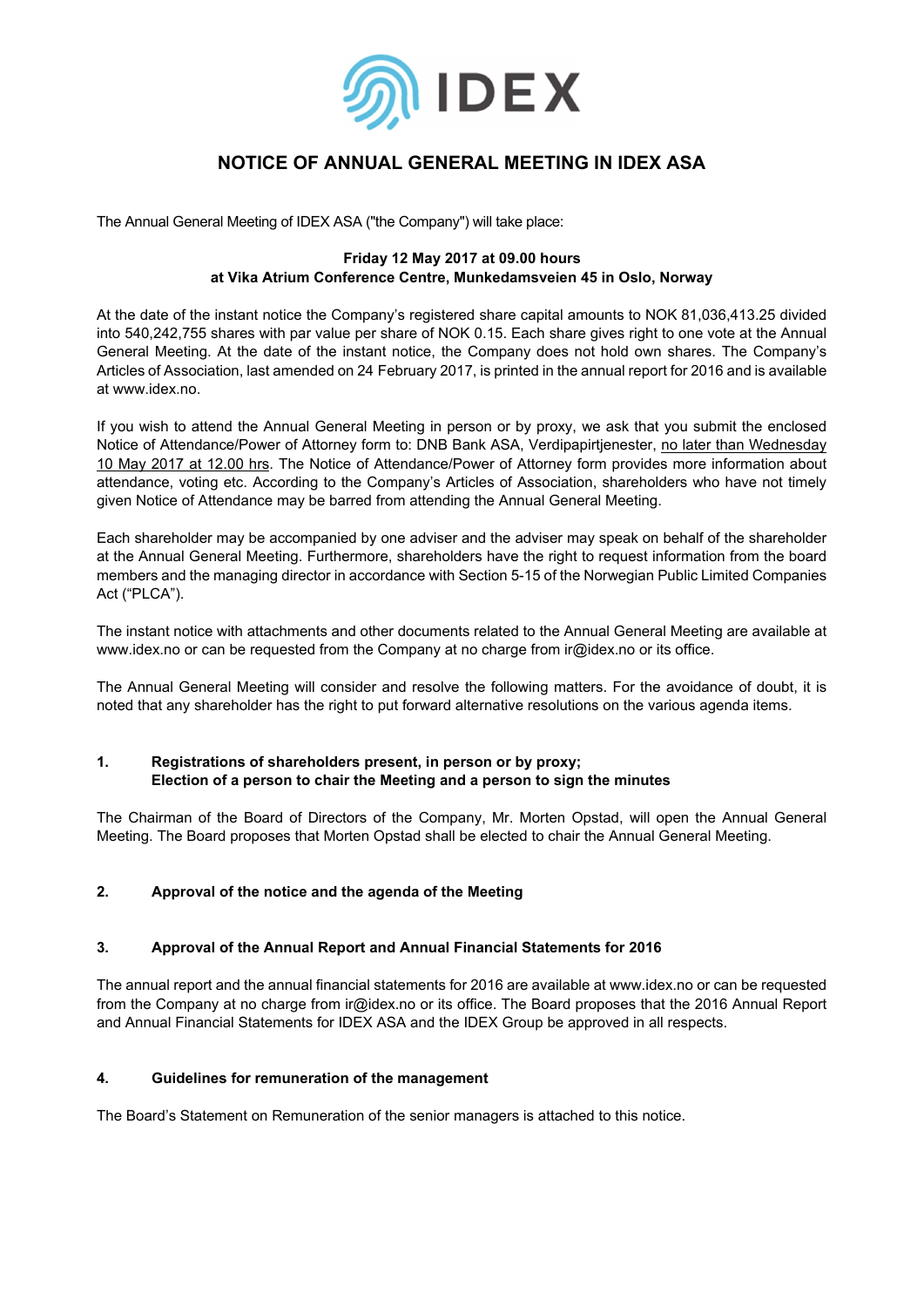# NOTICE OF ANNUAL GENERAL MEETING IN IDEX ASA

The Annual General Meeting of IDEX ASA ("the Company") will take place:

**Friday 12 May 2017 at 09.00 hours**
**at Vika Atrium Conference Centre, Munkedamsveien 45 in Oslo, Norway**

At the date of the instant notice the Company's registered share capital amounts to NOK 81,036,413.25 divided into 540,242,755 shares with par value per share of NOK 0.15. Each share gives right to one vote at the Annual General Meeting. At the date of the instant notice, the Company does not hold own shares. The Company's Articles of Association, last amended on 24 February 2017, is printed in the annual report for 2016 and is available at www.idex.no.

If you wish to attend the Annual General Meeting in person or by proxy, we ask that you submit the enclosed Notice of Attendance/Power of Attorney form to: DNB Bank ASA, Verdipapirtjenester, no later than Wednesday 10 May 2017 at 12.00 hrs. The Notice of Attendance/Power of Attorney form provides more information about attendance, voting etc. According to the Company's Articles of Association, shareholders who have not timely given Notice of Attendance may be barred from attending the Annual General Meeting.

Each shareholder may be accompanied by one adviser and the adviser may speak on behalf of the shareholder at the Annual General Meeting. Furthermore, shareholders have the right to request information from the board members and the managing director in accordance with Section 5-15 of the Norwegian Public Limited Companies Act ("PLCA").

The instant notice with attachments and other documents related to the Annual General Meeting are available at www.idex.no or can be requested from the Company at no charge from ir@idex.no or its office.

The Annual General Meeting will consider and resolve the following matters. For the avoidance of doubt, it is noted that any shareholder has the right to put forward alternative resolutions on the various agenda items.

## 1. Registrations of shareholders present, in person or by proxy; Election of a person to chair the Meeting and a person to sign the minutes

The Chairman of the Board of Directors of the Company, Mr. Morten Opstad, will open the Annual General Meeting. The Board proposes that Morten Opstad shall be elected to chair the Annual General Meeting.

## 2. Approval of the notice and the agenda of the Meeting

## 3. Approval of the Annual Report and Annual Financial Statements for 2016

The annual report and the annual financial statements for 2016 are available at www.idex.no or can be requested from the Company at no charge from ir@idex.no or its office. The Board proposes that the 2016 Annual Report and Annual Financial Statements for IDEX ASA and the IDEX Group be approved in all respects.

## 4. Guidelines for remuneration of the management

The Board's Statement on Remuneration of the senior managers is attached to this notice.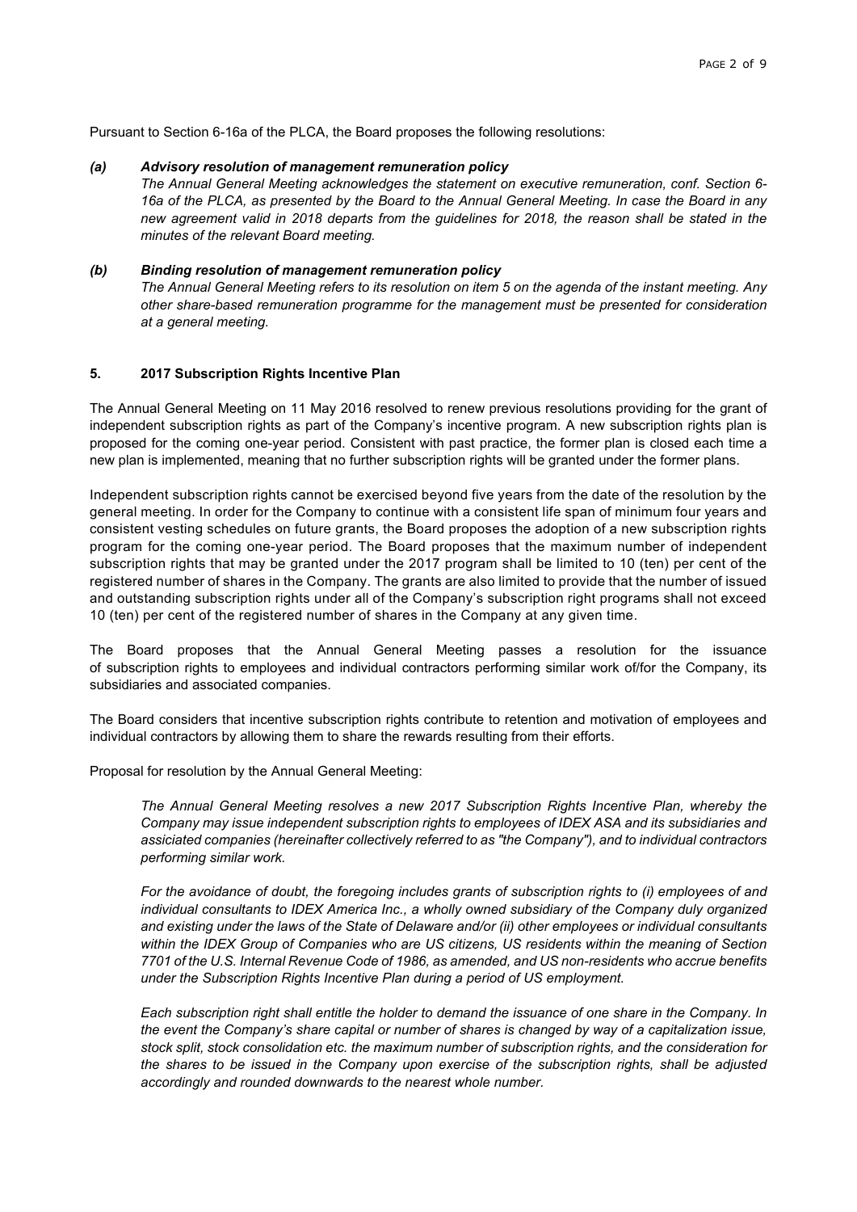Pursuant to Section 6-16a of the PLCA, the Board proposes the following resolutions:

***(a) Advisory resolution of management remuneration policy***

*The Annual General Meeting acknowledges the statement on executive remuneration, conf. Section 6-16a of the PLCA, as presented by the Board to the Annual General Meeting. In case the Board in any new agreement valid in 2018 departs from the guidelines for 2018, the reason shall be stated in the minutes of the relevant Board meeting.*

***(b) Binding resolution of management remuneration policy***

*The Annual General Meeting refers to its resolution on item 5 on the agenda of the instant meeting. Any other share-based remuneration programme for the management must be presented for consideration at a general meeting.*

## 5. 2017 Subscription Rights Incentive Plan

The Annual General Meeting on 11 May 2016 resolved to renew previous resolutions providing for the grant of independent subscription rights as part of the Company's incentive program. A new subscription rights plan is proposed for the coming one-year period. Consistent with past practice, the former plan is closed each time a new plan is implemented, meaning that no further subscription rights will be granted under the former plans.

Independent subscription rights cannot be exercised beyond five years from the date of the resolution by the general meeting. In order for the Company to continue with a consistent life span of minimum four years and consistent vesting schedules on future grants, the Board proposes the adoption of a new subscription rights program for the coming one-year period. The Board proposes that the maximum number of independent subscription rights that may be granted under the 2017 program shall be limited to 10 (ten) per cent of the registered number of shares in the Company. The grants are also limited to provide that the number of issued and outstanding subscription rights under all of the Company's subscription right programs shall not exceed 10 (ten) per cent of the registered number of shares in the Company at any given time.

The Board proposes that the Annual General Meeting passes a resolution for the issuance of subscription rights to employees and individual contractors performing similar work of/for the Company, its subsidiaries and associated companies.

The Board considers that incentive subscription rights contribute to retention and motivation of employees and individual contractors by allowing them to share the rewards resulting from their efforts.

Proposal for resolution by the Annual General Meeting:

*The Annual General Meeting resolves a new 2017 Subscription Rights Incentive Plan, whereby the Company may issue independent subscription rights to employees of IDEX ASA and its subsidiaries and asiciated companies (hereinafter collectively referred to as "the Company"), and to individual contractors performing similar work.*

*For the avoidance of doubt, the foregoing includes grants of subscription rights to (i) employees of and individual consultants to IDEX America Inc., a wholly owned subsidiary of the Company duly organized and existing under the laws of the State of Delaware and/or (ii) other employees or individual consultants within the IDEX Group of Companies who are US citizens, US residents within the meaning of Section 7701 of the U.S. Internal Revenue Code of 1986, as amended, and US non-residents who accrue benefits under the Subscription Rights Incentive Plan during a period of US employment.*

*Each subscription right shall entitle the holder to demand the issuance of one share in the Company. In the event the Company's share capital or number of shares is changed by way of a capitalization issue, stock split, stock consolidation etc. the maximum number of subscription rights, and the consideration for the shares to be issued in the Company upon exercise of the subscription rights, shall be adjusted accordingly and rounded downwards to the nearest whole number.*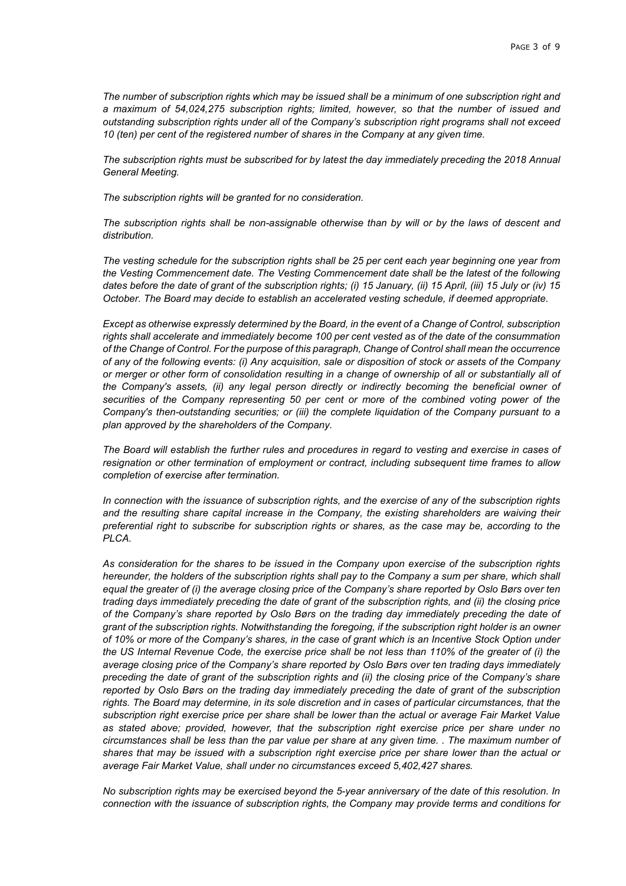*The number of subscription rights which may be issued shall be a minimum of one subscription right and a maximum of 54,024,275 subscription rights; limited, however, so that the number of issued and outstanding subscription rights under all of the Company's subscription right programs shall not exceed 10 (ten) per cent of the registered number of shares in the Company at any given time.*

*The subscription rights must be subscribed for by latest the day immediately preceding the 2018 Annual General Meeting.*

*The subscription rights will be granted for no consideration.*

*The subscription rights shall be non-assignable otherwise than by will or by the laws of descent and distribution.*

*The vesting schedule for the subscription rights shall be 25 per cent each year beginning one year from the Vesting Commencement date. The Vesting Commencement date shall be the latest of the following dates before the date of grant of the subscription rights; (i) 15 January, (ii) 15 April, (iii) 15 July or (iv) 15 October. The Board may decide to establish an accelerated vesting schedule, if deemed appropriate.*

*Except as otherwise expressly determined by the Board, in the event of a Change of Control, subscription rights shall accelerate and immediately become 100 per cent vested as of the date of the consummation of the Change of Control. For the purpose of this paragraph, Change of Control shall mean the occurrence of any of the following events: (i) Any acquisition, sale or disposition of stock or assets of the Company or merger or other form of consolidation resulting in a change of ownership of all or substantially all of the Company's assets, (ii) any legal person directly or indirectly becoming the beneficial owner of securities of the Company representing 50 per cent or more of the combined voting power of the Company's then-outstanding securities; or (iii) the complete liquidation of the Company pursuant to a plan approved by the shareholders of the Company.*

*The Board will establish the further rules and procedures in regard to vesting and exercise in cases of resignation or other termination of employment or contract, including subsequent time frames to allow completion of exercise after termination.*

*In connection with the issuance of subscription rights, and the exercise of any of the subscription rights and the resulting share capital increase in the Company, the existing shareholders are waiving their preferential right to subscribe for subscription rights or shares, as the case may be, according to the PLCA.*

*As consideration for the shares to be issued in the Company upon exercise of the subscription rights hereunder, the holders of the subscription rights shall pay to the Company a sum per share, which shall equal the greater of (i) the average closing price of the Company's share reported by Oslo Børs over ten trading days immediately preceding the date of grant of the subscription rights, and (ii) the closing price of the Company's share reported by Oslo Børs on the trading day immediately preceding the date of grant of the subscription rights. Notwithstanding the foregoing, if the subscription right holder is an owner of 10% or more of the Company's shares, in the case of grant which is an Incentive Stock Option under the US Internal Revenue Code, the exercise price shall be not less than 110% of the greater of (i) the average closing price of the Company's share reported by Oslo Børs over ten trading days immediately preceding the date of grant of the subscription rights and (ii) the closing price of the Company's share reported by Oslo Børs on the trading day immediately preceding the date of grant of the subscription rights. The Board may determine, in its sole discretion and in cases of particular circumstances, that the subscription right exercise price per share shall be lower than the actual or average Fair Market Value as stated above; provided, however, that the subscription right exercise price per share under no circumstances shall be less than the par value per share at any given time. . The maximum number of shares that may be issued with a subscription right exercise price per share lower than the actual or average Fair Market Value, shall under no circumstances exceed 5,402,427 shares.*

*No subscription rights may be exercised beyond the 5-year anniversary of the date of this resolution. In connection with the issuance of subscription rights, the Company may provide terms and conditions for*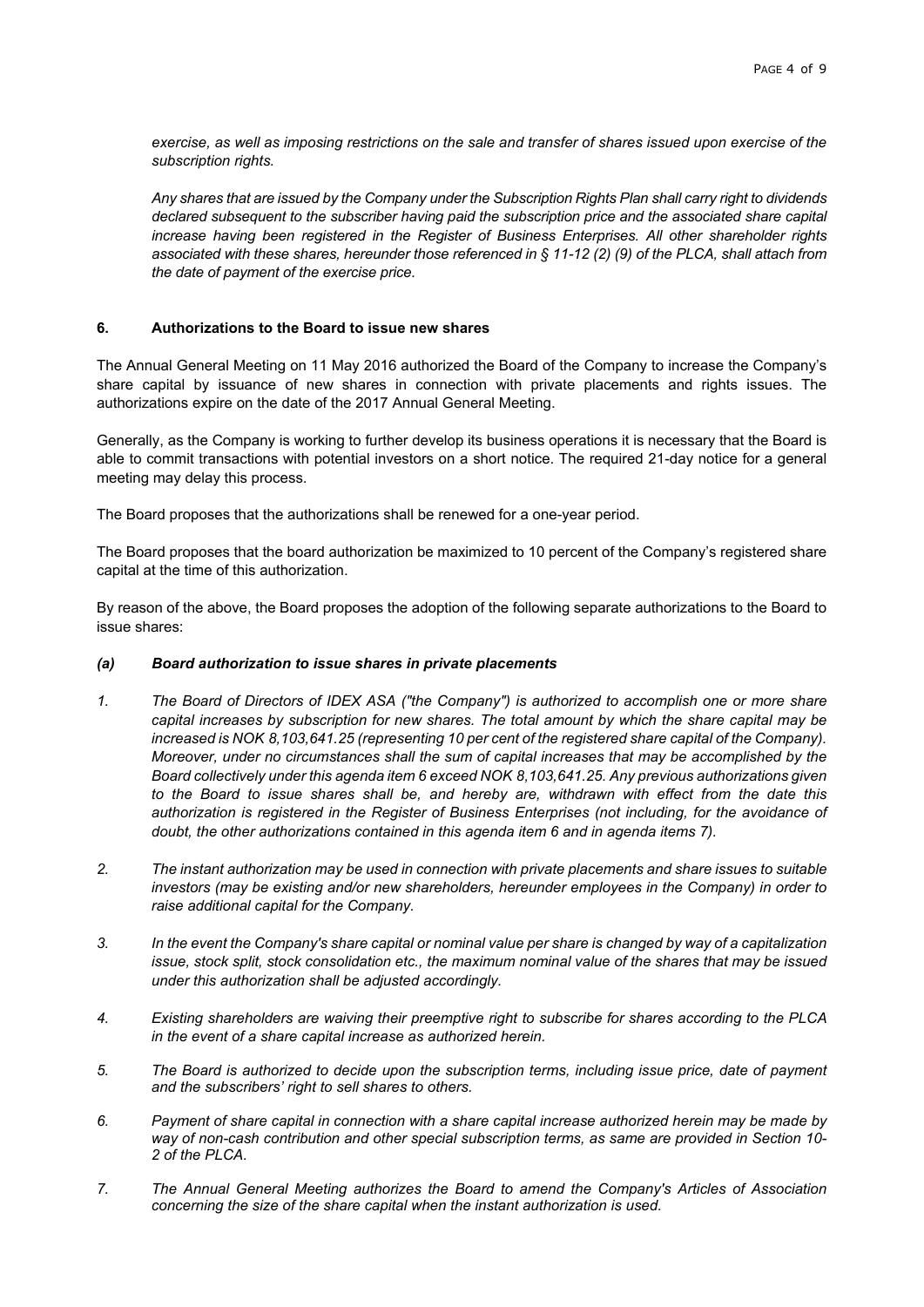*exercise, as well as imposing restrictions on the sale and transfer of shares issued upon exercise of the subscription rights.*

*Any shares that are issued by the Company under the Subscription Rights Plan shall carry right to dividends declared subsequent to the subscriber having paid the subscription price and the associated share capital increase having been registered in the Register of Business Enterprises. All other shareholder rights associated with these shares, hereunder those referenced in § 11-12 (2) (9) of the PLCA, shall attach from the date of payment of the exercise price.*

## 6. Authorizations to the Board to issue new shares

The Annual General Meeting on 11 May 2016 authorized the Board of the Company to increase the Company's share capital by issuance of new shares in connection with private placements and rights issues. The authorizations expire on the date of the 2017 Annual General Meeting.

Generally, as the Company is working to further develop its business operations it is necessary that the Board is able to commit transactions with potential investors on a short notice. The required 21-day notice for a general meeting may delay this process.

The Board proposes that the authorizations shall be renewed for a one-year period.

The Board proposes that the board authorization be maximized to 10 percent of the Company's registered share capital at the time of this authorization.

By reason of the above, the Board proposes the adoption of the following separate authorizations to the Board to issue shares:

### *(a) Board authorization to issue shares in private placements*

1. *The Board of Directors of IDEX ASA ("the Company") is authorized to accomplish one or more share capital increases by subscription for new shares. The total amount by which the share capital may be increased is NOK 8,103,641.25 (representing 10 per cent of the registered share capital of the Company). Moreover, under no circumstances shall the sum of capital increases that may be accomplished by the Board collectively under this agenda item 6 exceed NOK 8,103,641.25. Any previous authorizations given to the Board to issue shares shall be, and hereby are, withdrawn with effect from the date this authorization is registered in the Register of Business Enterprises (not including, for the avoidance of doubt, the other authorizations contained in this agenda item 6 and in agenda items 7).*

2. *The instant authorization may be used in connection with private placements and share issues to suitable investors (may be existing and/or new shareholders, hereunder employees in the Company) in order to raise additional capital for the Company.*

3. *In the event the Company's share capital or nominal value per share is changed by way of a capitalization issue, stock split, stock consolidation etc., the maximum nominal value of the shares that may be issued under this authorization shall be adjusted accordingly.*

4. *Existing shareholders are waiving their preemptive right to subscribe for shares according to the PLCA in the event of a share capital increase as authorized herein.*

5. *The Board is authorized to decide upon the subscription terms, including issue price, date of payment and the subscribers' right to sell shares to others.*

6. *Payment of share capital in connection with a share capital increase authorized herein may be made by way of non-cash contribution and other special subscription terms, as same are provided in Section 10-2 of the PLCA.*

7. *The Annual General Meeting authorizes the Board to amend the Company's Articles of Association concerning the size of the share capital when the instant authorization is used.*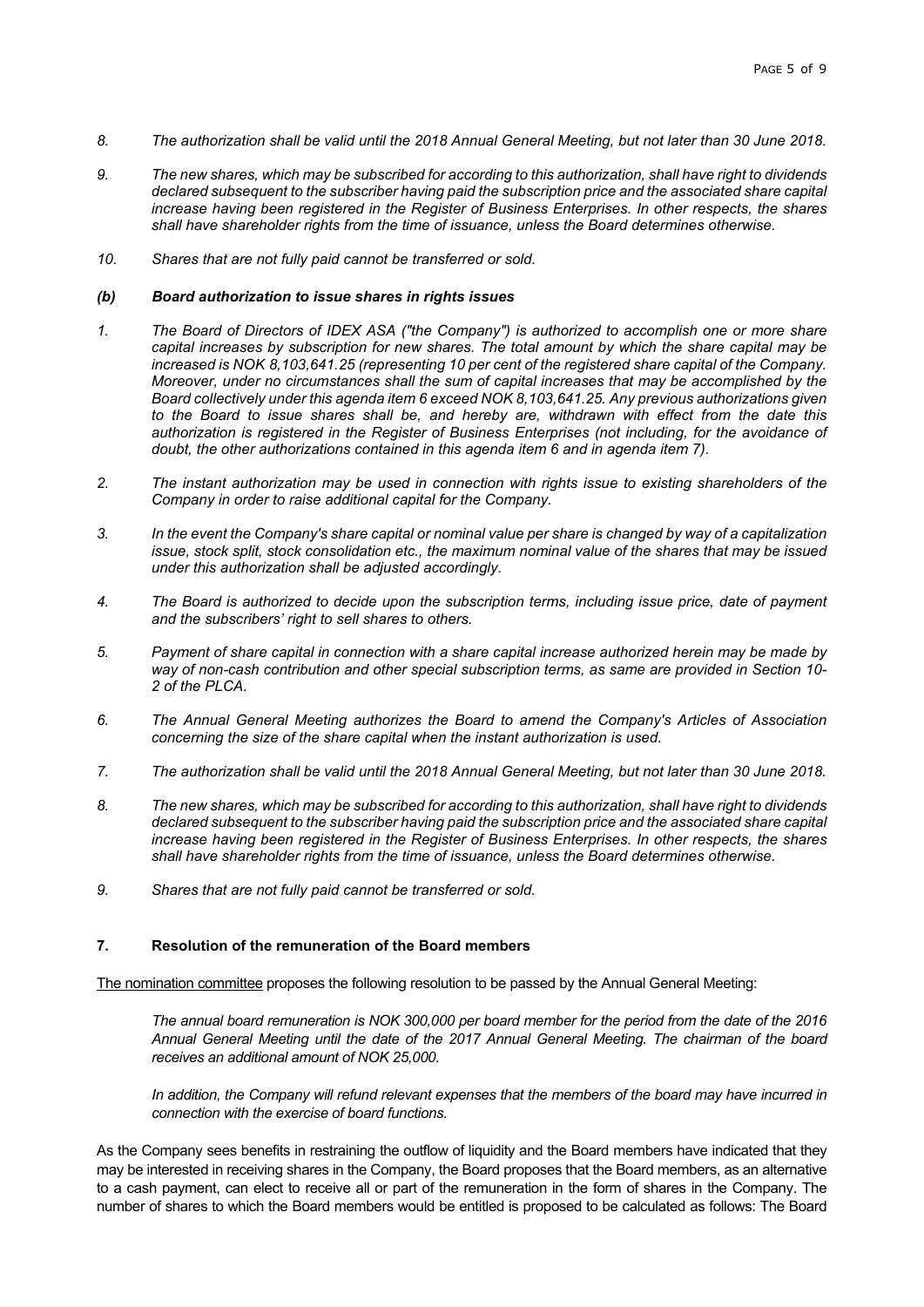*8. The authorization shall be valid until the 2018 Annual General Meeting, but not later than 30 June 2018.*

*9. The new shares, which may be subscribed for according to this authorization, shall have right to dividends declared subsequent to the subscriber having paid the subscription price and the associated share capital increase having been registered in the Register of Business Enterprises. In other respects, the shares shall have shareholder rights from the time of issuance, unless the Board determines otherwise.*

*10. Shares that are not fully paid cannot be transferred or sold.*

***(b) Board authorization to issue shares in rights issues***

*1. The Board of Directors of IDEX ASA ("the Company") is authorized to accomplish one or more share capital increases by subscription for new shares. The total amount by which the share capital may be increased is NOK 8,103,641.25 (representing 10 per cent of the registered share capital of the Company. Moreover, under no circumstances shall the sum of capital increases that may be accomplished by the Board collectively under this agenda item 6 exceed NOK 8,103,641.25. Any previous authorizations given to the Board to issue shares shall be, and hereby are, withdrawn with effect from the date this authorization is registered in the Register of Business Enterprises (not including, for the avoidance of doubt, the other authorizations contained in this agenda item 6 and in agenda item 7).*

*2. The instant authorization may be used in connection with rights issue to existing shareholders of the Company in order to raise additional capital for the Company.*

*3. In the event the Company's share capital or nominal value per share is changed by way of a capitalization issue, stock split, stock consolidation etc., the maximum nominal value of the shares that may be issued under this authorization shall be adjusted accordingly.*

*4. The Board is authorized to decide upon the subscription terms, including issue price, date of payment and the subscribers' right to sell shares to others.*

*5. Payment of share capital in connection with a share capital increase authorized herein may be made by way of non-cash contribution and other special subscription terms, as same are provided in Section 10-2 of the PLCA.*

*6. The Annual General Meeting authorizes the Board to amend the Company's Articles of Association concerning the size of the share capital when the instant authorization is used.*

*7. The authorization shall be valid until the 2018 Annual General Meeting, but not later than 30 June 2018.*

*8. The new shares, which may be subscribed for according to this authorization, shall have right to dividends declared subsequent to the subscriber having paid the subscription price and the associated share capital increase having been registered in the Register of Business Enterprises. In other respects, the shares shall have shareholder rights from the time of issuance, unless the Board determines otherwise.*

*9. Shares that are not fully paid cannot be transferred or sold.*

## 7. Resolution of the remuneration of the Board members

The nomination committee proposes the following resolution to be passed by the Annual General Meeting:

> *The annual board remuneration is NOK 300,000 per board member for the period from the date of the 2016 Annual General Meeting until the date of the 2017 Annual General Meeting. The chairman of the board receives an additional amount of NOK 25,000.*
>
> *In addition, the Company will refund relevant expenses that the members of the board may have incurred in connection with the exercise of board functions.*

As the Company sees benefits in restraining the outflow of liquidity and the Board members have indicated that they may be interested in receiving shares in the Company, the Board proposes that the Board members, as an alternative to a cash payment, can elect to receive all or part of the remuneration in the form of shares in the Company. The number of shares to which the Board members would be entitled is proposed to be calculated as follows: The Board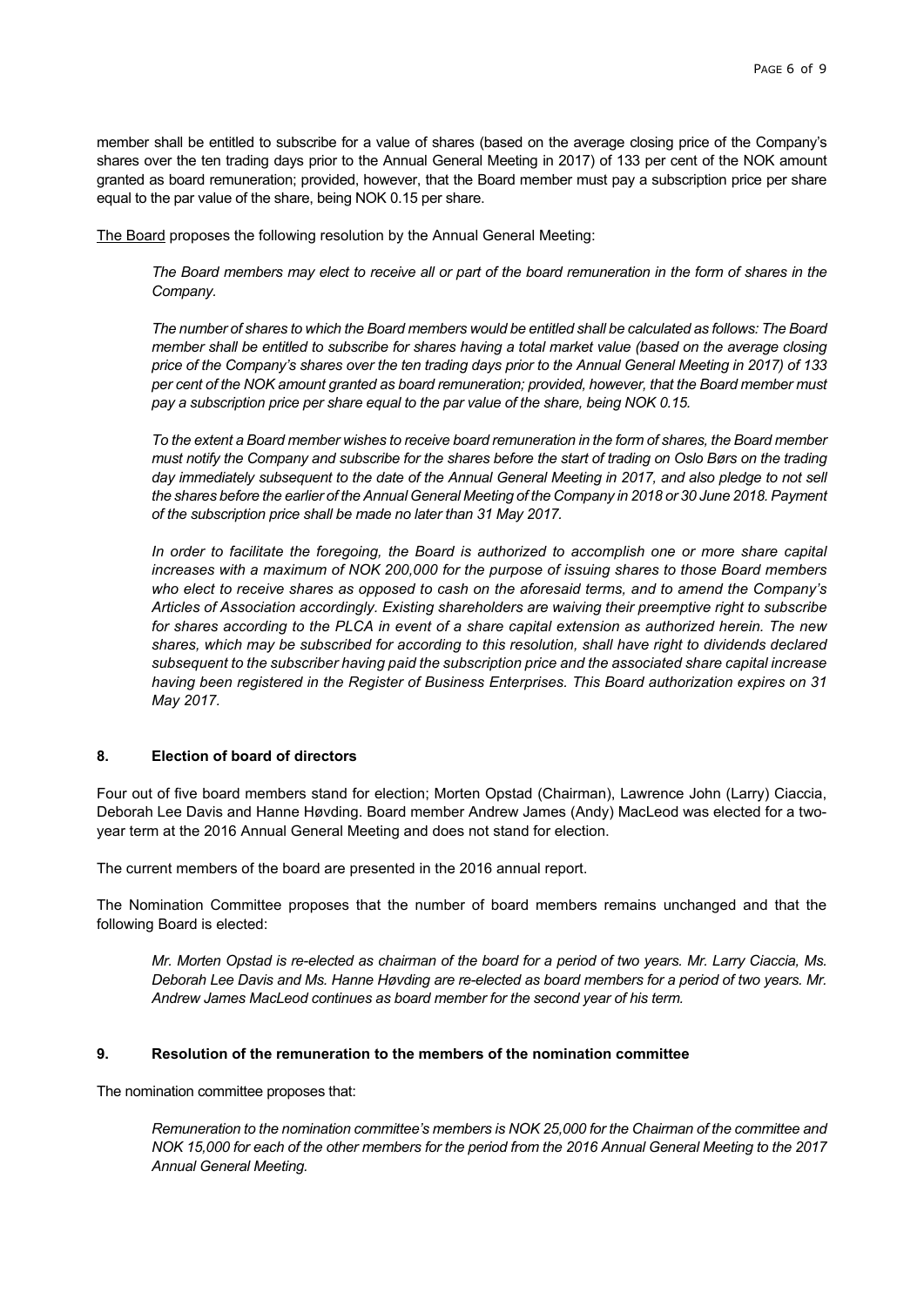member shall be entitled to subscribe for a value of shares (based on the average closing price of the Company's shares over the ten trading days prior to the Annual General Meeting in 2017) of 133 per cent of the NOK amount granted as board remuneration; provided, however, that the Board member must pay a subscription price per share equal to the par value of the share, being NOK 0.15 per share.

The Board proposes the following resolution by the Annual General Meeting:

> *The Board members may elect to receive all or part of the board remuneration in the form of shares in the Company.*
>
> *The number of shares to which the Board members would be entitled shall be calculated as follows: The Board member shall be entitled to subscribe for shares having a total market value (based on the average closing price of the Company's shares over the ten trading days prior to the Annual General Meeting in 2017) of 133 per cent of the NOK amount granted as board remuneration; provided, however, that the Board member must pay a subscription price per share equal to the par value of the share, being NOK 0.15.*
>
> *To the extent a Board member wishes to receive board remuneration in the form of shares, the Board member must notify the Company and subscribe for the shares before the start of trading on Oslo Børs on the trading day immediately subsequent to the date of the Annual General Meeting in 2017, and also pledge to not sell the shares before the earlier of the Annual General Meeting of the Company in 2018 or 30 June 2018. Payment of the subscription price shall be made no later than 31 May 2017.*
>
> *In order to facilitate the foregoing, the Board is authorized to accomplish one or more share capital increases with a maximum of NOK 200,000 for the purpose of issuing shares to those Board members who elect to receive shares as opposed to cash on the aforesaid terms, and to amend the Company's Articles of Association accordingly. Existing shareholders are waiving their preemptive right to subscribe for shares according to the PLCA in event of a share capital extension as authorized herein. The new shares, which may be subscribed for according to this resolution, shall have right to dividends declared subsequent to the subscriber having paid the subscription price and the associated share capital increase having been registered in the Register of Business Enterprises. This Board authorization expires on 31 May 2017.*

## 8. Election of board of directors

Four out of five board members stand for election; Morten Opstad (Chairman), Lawrence John (Larry) Ciaccia, Deborah Lee Davis and Hanne Høvding. Board member Andrew James (Andy) MacLeod was elected for a two-year term at the 2016 Annual General Meeting and does not stand for election.

The current members of the board are presented in the 2016 annual report.

The Nomination Committee proposes that the number of board members remains unchanged and that the following Board is elected:

> *Mr. Morten Opstad is re-elected as chairman of the board for a period of two years. Mr. Larry Ciaccia, Ms. Deborah Lee Davis and Ms. Hanne Høvding are re-elected as board members for a period of two years. Mr. Andrew James MacLeod continues as board member for the second year of his term.*

## 9. Resolution of the remuneration to the members of the nomination committee

The nomination committee proposes that:

> *Remuneration to the nomination committee's members is NOK 25,000 for the Chairman of the committee and NOK 15,000 for each of the other members for the period from the 2016 Annual General Meeting to the 2017 Annual General Meeting.*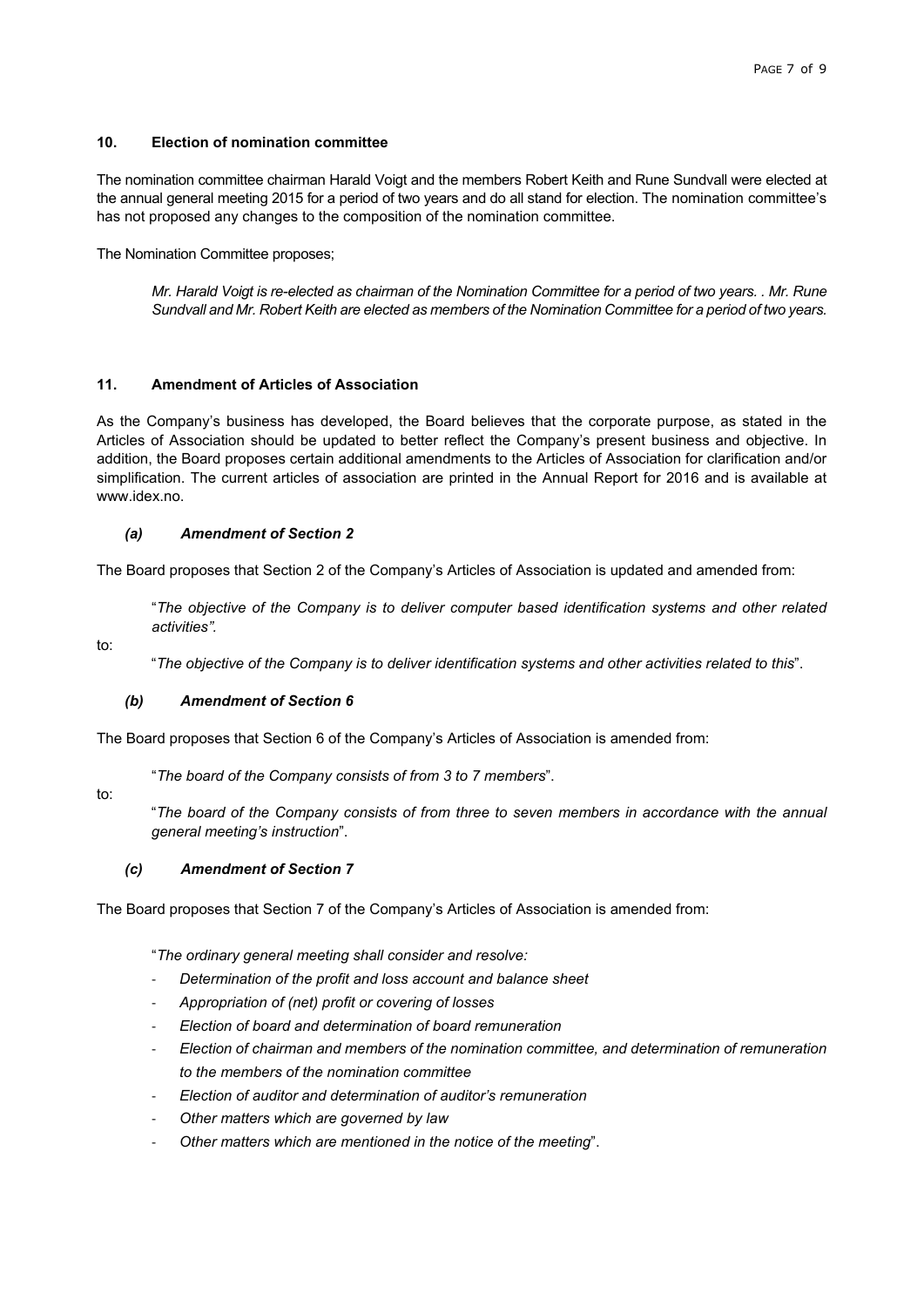## 10. Election of nomination committee

The nomination committee chairman Harald Voigt and the members Robert Keith and Rune Sundvall were elected at the annual general meeting 2015 for a period of two years and do all stand for election. The nomination committee's has not proposed any changes to the composition of the nomination committee.

The Nomination Committee proposes;

> *Mr. Harald Voigt is re-elected as chairman of the Nomination Committee for a period of two years. . Mr. Rune Sundvall and Mr. Robert Keith are elected as members of the Nomination Committee for a period of two years.*

## 11. Amendment of Articles of Association

As the Company's business has developed, the Board believes that the corporate purpose, as stated in the Articles of Association should be updated to better reflect the Company's present business and objective. In addition, the Board proposes certain additional amendments to the Articles of Association for clarification and/or simplification. The current articles of association are printed in the Annual Report for 2016 and is available at www.idex.no.

### *(a) Amendment of Section 2*

The Board proposes that Section 2 of the Company's Articles of Association is updated and amended from:

> "*The objective of the Company is to deliver computer based identification systems and other related activities".*

to:

> "*The objective of the Company is to deliver identification systems and other activities related to this*".

### *(b) Amendment of Section 6*

The Board proposes that Section 6 of the Company's Articles of Association is amended from:

> "*The board of the Company consists of from 3 to 7 members*".

to:

> "*The board of the Company consists of from three to seven members in accordance with the annual general meeting's instruction*".

### *(c) Amendment of Section 7*

The Board proposes that Section 7 of the Company's Articles of Association is amended from:

> "*The ordinary general meeting shall consider and resolve:*
>
> - *Determination of the profit and loss account and balance sheet*
> - *Appropriation of (net) profit or covering of losses*
> - *Election of board and determination of board remuneration*
> - *Election of chairman and members of the nomination committee, and determination of remuneration to the members of the nomination committee*
> - *Election of auditor and determination of auditor's remuneration*
> - *Other matters which are governed by law*
> - *Other matters which are mentioned in the notice of the meeting*".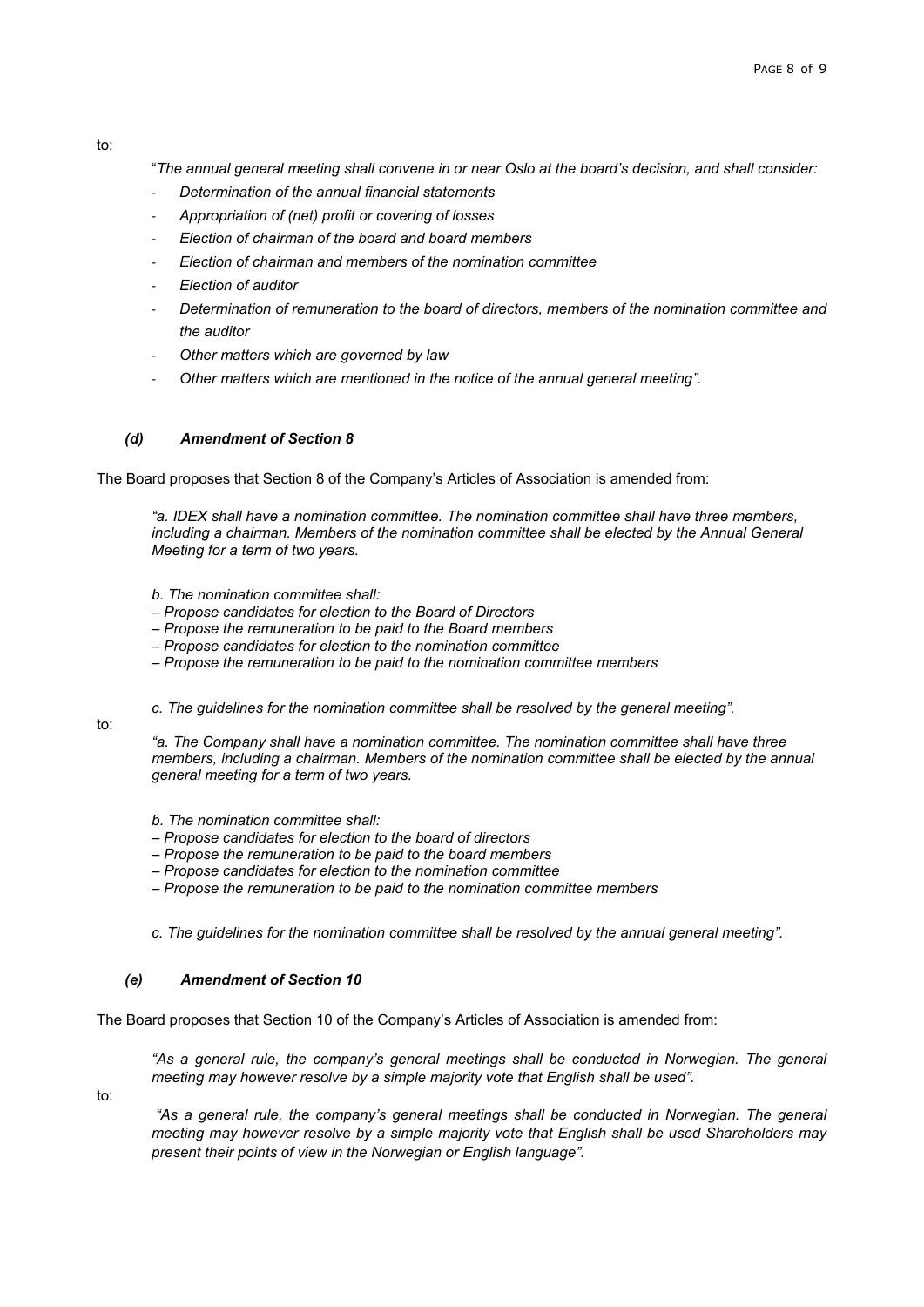to:

"*The annual general meeting shall convene in or near Oslo at the board's decision, and shall consider:*

- *Determination of the annual financial statements*
- *Appropriation of (net) profit or covering of losses*
- *Election of chairman of the board and board members*
- *Election of chairman and members of the nomination committee*
- *Election of auditor*
- *Determination of remuneration to the board of directors, members of the nomination committee and the auditor*
- *Other matters which are governed by law*
- *Other matters which are mentioned in the notice of the annual general meeting".*

### *(d) Amendment of Section 8*

The Board proposes that Section 8 of the Company's Articles of Association is amended from:

*"a. IDEX shall have a nomination committee. The nomination committee shall have three members, including a chairman. Members of the nomination committee shall be elected by the Annual General Meeting for a term of two years.*

*b. The nomination committee shall:*
*– Propose candidates for election to the Board of Directors*
*– Propose the remuneration to be paid to the Board members*
*– Propose candidates for election to the nomination committee*
*– Propose the remuneration to be paid to the nomination committee members*

*c. The guidelines for the nomination committee shall be resolved by the general meeting".*

to:

*"a. The Company shall have a nomination committee. The nomination committee shall have three members, including a chairman. Members of the nomination committee shall be elected by the annual general meeting for a term of two years.*

*b. The nomination committee shall:*
*– Propose candidates for election to the board of directors*
*– Propose the remuneration to be paid to the board members*
*– Propose candidates for election to the nomination committee*
*– Propose the remuneration to be paid to the nomination committee members*

*c. The guidelines for the nomination committee shall be resolved by the annual general meeting".*

### *(e) Amendment of Section 10*

The Board proposes that Section 10 of the Company's Articles of Association is amended from:

*"As a general rule, the company's general meetings shall be conducted in Norwegian. The general meeting may however resolve by a simple majority vote that English shall be used".*

to:

*"As a general rule, the company's general meetings shall be conducted in Norwegian. The general meeting may however resolve by a simple majority vote that English shall be used Shareholders may present their points of view in the Norwegian or English language".*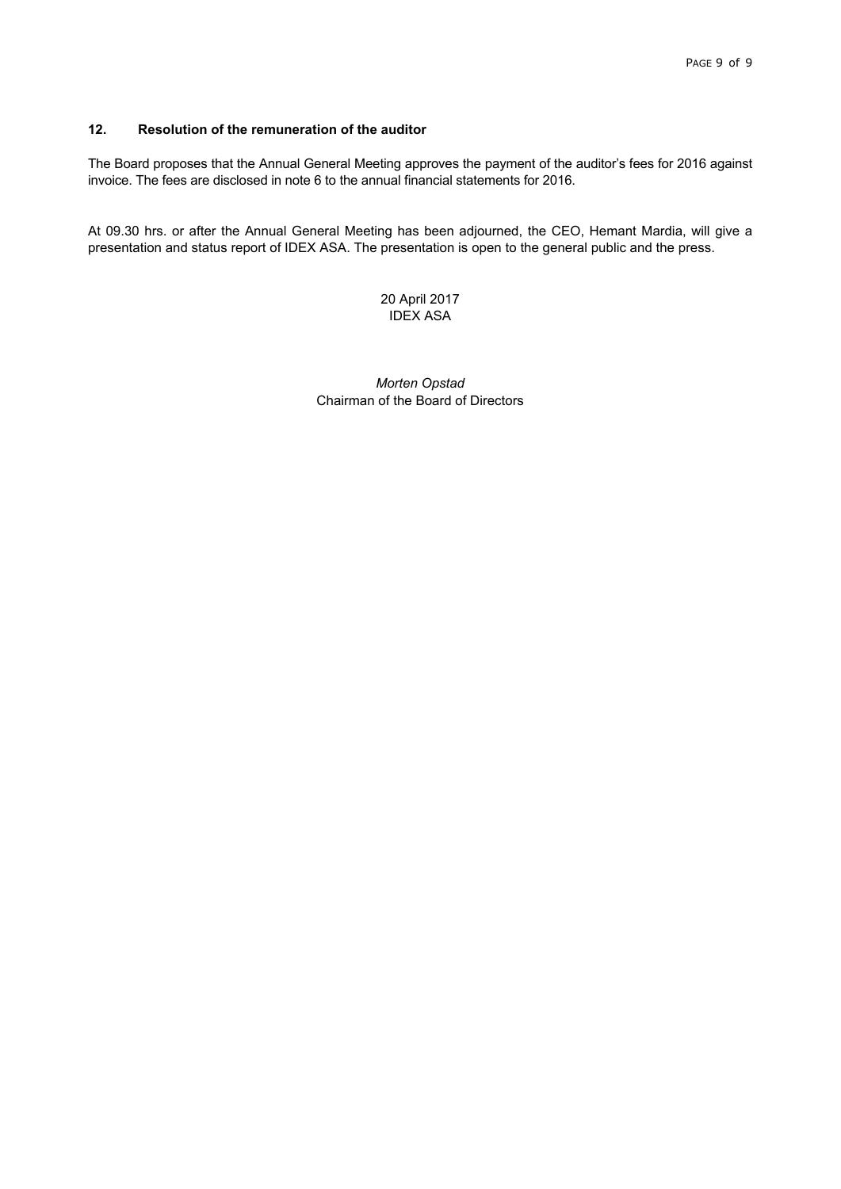### 12. Resolution of the remuneration of the auditor

The Board proposes that the Annual General Meeting approves the payment of the auditor's fees for 2016 against invoice. The fees are disclosed in note 6 to the annual financial statements for 2016.

At 09.30 hrs. or after the Annual General Meeting has been adjourned, the CEO, Hemant Mardia, will give a presentation and status report of IDEX ASA. The presentation is open to the general public and the press.

20 April 2017
IDEX ASA

*Morten Opstad*
Chairman of the Board of Directors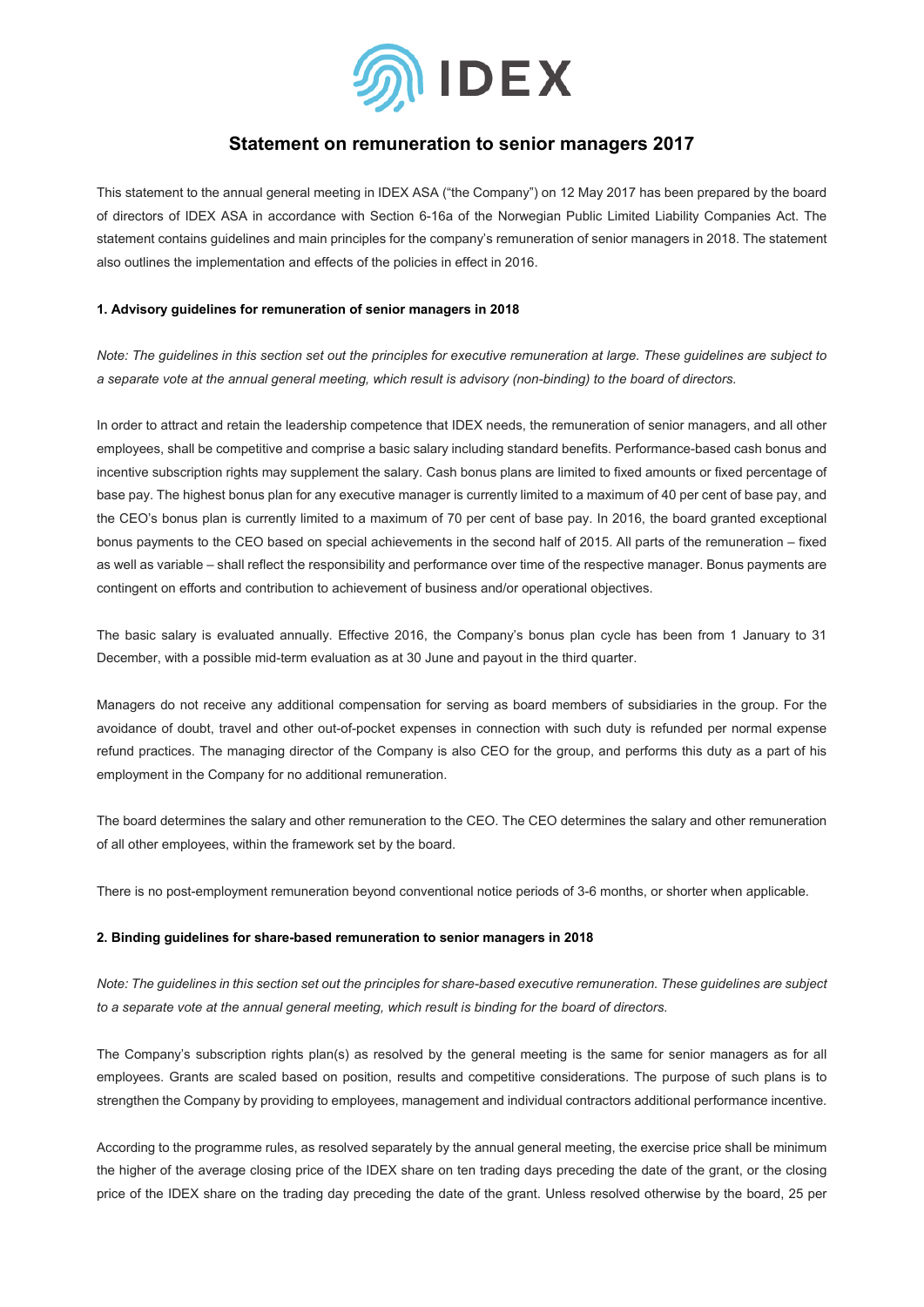# Statement on remuneration to senior managers 2017

This statement to the annual general meeting in IDEX ASA ("the Company") on 12 May 2017 has been prepared by the board of directors of IDEX ASA in accordance with Section 6-16a of the Norwegian Public Limited Liability Companies Act. The statement contains guidelines and main principles for the company's remuneration of senior managers in 2018. The statement also outlines the implementation and effects of the policies in effect in 2016.

**1. Advisory guidelines for remuneration of senior managers in 2018**

*Note: The guidelines in this section set out the principles for executive remuneration at large. These guidelines are subject to a separate vote at the annual general meeting, which result is advisory (non-binding) to the board of directors.*

In order to attract and retain the leadership competence that IDEX needs, the remuneration of senior managers, and all other employees, shall be competitive and comprise a basic salary including standard benefits. Performance-based cash bonus and incentive subscription rights may supplement the salary. Cash bonus plans are limited to fixed amounts or fixed percentage of base pay. The highest bonus plan for any executive manager is currently limited to a maximum of 40 per cent of base pay, and the CEO's bonus plan is currently limited to a maximum of 70 per cent of base pay. In 2016, the board granted exceptional bonus payments to the CEO based on special achievements in the second half of 2015. All parts of the remuneration – fixed as well as variable – shall reflect the responsibility and performance over time of the respective manager. Bonus payments are contingent on efforts and contribution to achievement of business and/or operational objectives.

The basic salary is evaluated annually. Effective 2016, the Company's bonus plan cycle has been from 1 January to 31 December, with a possible mid-term evaluation as at 30 June and payout in the third quarter.

Managers do not receive any additional compensation for serving as board members of subsidiaries in the group. For the avoidance of doubt, travel and other out-of-pocket expenses in connection with such duty is refunded per normal expense refund practices. The managing director of the Company is also CEO for the group, and performs this duty as a part of his employment in the Company for no additional remuneration.

The board determines the salary and other remuneration to the CEO. The CEO determines the salary and other remuneration of all other employees, within the framework set by the board.

There is no post-employment remuneration beyond conventional notice periods of 3-6 months, or shorter when applicable.

**2. Binding guidelines for share-based remuneration to senior managers in 2018**

*Note: The guidelines in this section set out the principles for share-based executive remuneration. These guidelines are subject to a separate vote at the annual general meeting, which result is binding for the board of directors.*

The Company's subscription rights plan(s) as resolved by the general meeting is the same for senior managers as for all employees. Grants are scaled based on position, results and competitive considerations. The purpose of such plans is to strengthen the Company by providing to employees, management and individual contractors additional performance incentive.

According to the programme rules, as resolved separately by the annual general meeting, the exercise price shall be minimum the higher of the average closing price of the IDEX share on ten trading days preceding the date of the grant, or the closing price of the IDEX share on the trading day preceding the date of the grant. Unless resolved otherwise by the board, 25 per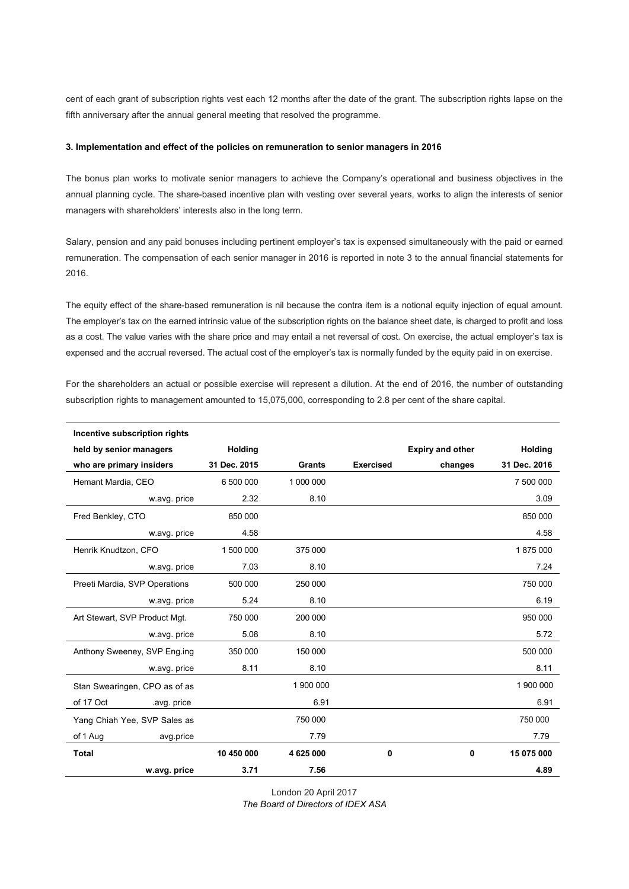cent of each grant of subscription rights vest each 12 months after the date of the grant. The subscription rights lapse on the fifth anniversary after the annual general meeting that resolved the programme.

**3. Implementation and effect of the policies on remuneration to senior managers in 2016**

The bonus plan works to motivate senior managers to achieve the Company's operational and business objectives in the annual planning cycle. The share-based incentive plan with vesting over several years, works to align the interests of senior managers with shareholders' interests also in the long term.

Salary, pension and any paid bonuses including pertinent employer's tax is expensed simultaneously with the paid or earned remuneration. The compensation of each senior manager in 2016 is reported in note 3 to the annual financial statements for 2016.

The equity effect of the share-based remuneration is nil because the contra item is a notional equity injection of equal amount. The employer's tax on the earned intrinsic value of the subscription rights on the balance sheet date, is charged to profit and loss as a cost. The value varies with the share price and may entail a net reversal of cost. On exercise, the actual employer's tax is expensed and the accrual reversed. The actual cost of the employer's tax is normally funded by the equity paid in on exercise.

For the shareholders an actual or possible exercise will represent a dilution. At the end of 2016, the number of outstanding subscription rights to management amounted to 15,075,000, corresponding to 2.8 per cent of the share capital.

| **Incentive subscription rights held by senior managers who are primary insiders** | **Holding 31 Dec. 2015** | **Grants** | **Exercised** | **Expiry and other changes** | **Holding 31 Dec. 2016** |
|---|---|---|---|---|---|
| Hemant Mardia, CEO | 6 500 000 | 1 000 000 | | | 7 500 000 |
| w.avg. price | 2.32 | 8.10 | | | 3.09 |
| Fred Benkley, CTO | 850 000 | | | | 850 000 |
| w.avg. price | 4.58 | | | | 4.58 |
| Henrik Knudtzon, CFO | 1 500 000 | 375 000 | | | 1 875 000 |
| w.avg. price | 7.03 | 8.10 | | | 7.24 |
| Preeti Mardia, SVP Operations | 500 000 | 250 000 | | | 750 000 |
| w.avg. price | 5.24 | 8.10 | | | 6.19 |
| Art Stewart, SVP Product Mgt. | 750 000 | 200 000 | | | 950 000 |
| w.avg. price | 5.08 | 8.10 | | | 5.72 |
| Anthony Sweeney, SVP Eng.ing | 350 000 | 150 000 | | | 500 000 |
| w.avg. price | 8.11 | 8.10 | | | 8.11 |
| Stan Swearingen, CPO as of as | | 1 900 000 | | | 1 900 000 |
| of 17 Oct .avg. price | | 6.91 | | | 6.91 |
| Yang Chiah Yee, SVP Sales as | | 750 000 | | | 750 000 |
| of 1 Aug avg.price | | 7.79 | | | 7.79 |
| **Total** | **10 450 000** | **4 625 000** | **0** | **0** | **15 075 000** |
| **w.avg. price** | **3.71** | **7.56** | | | **4.89** |

London 20 April 2017

*The Board of Directors of IDEX ASA*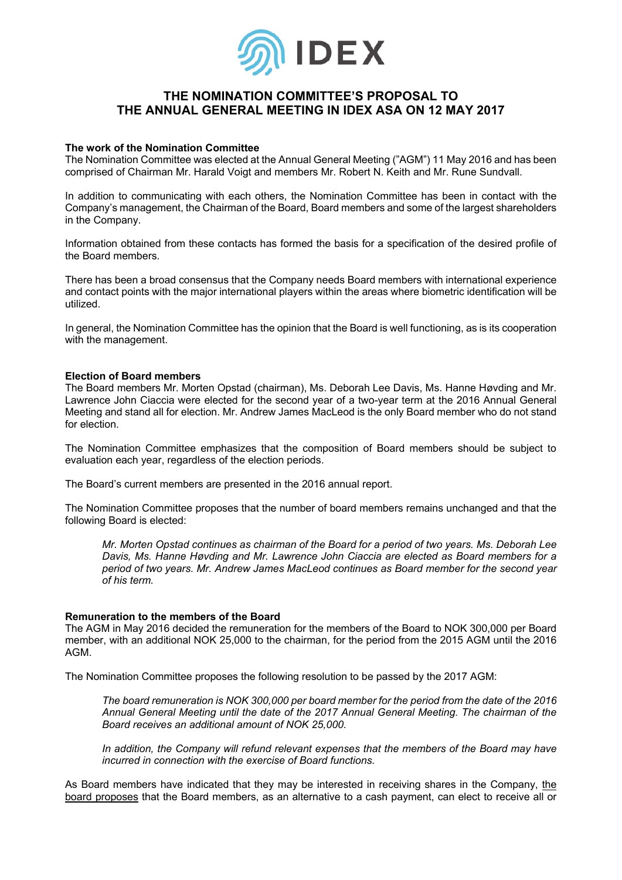# THE NOMINATION COMMITTEE'S PROPOSAL TO THE ANNUAL GENERAL MEETING IN IDEX ASA ON 12 MAY 2017

**The work of the Nomination Committee**

The Nomination Committee was elected at the Annual General Meeting ("AGM") 11 May 2016 and has been comprised of Chairman Mr. Harald Voigt and members Mr. Robert N. Keith and Mr. Rune Sundvall.

In addition to communicating with each others, the Nomination Committee has been in contact with the Company's management, the Chairman of the Board, Board members and some of the largest shareholders in the Company.

Information obtained from these contacts has formed the basis for a specification of the desired profile of the Board members.

There has been a broad consensus that the Company needs Board members with international experience and contact points with the major international players within the areas where biometric identification will be utilized.

In general, the Nomination Committee has the opinion that the Board is well functioning, as is its cooperation with the management.

**Election of Board members**

The Board members Mr. Morten Opstad (chairman), Ms. Deborah Lee Davis, Ms. Hanne Høvding and Mr. Lawrence John Ciaccia were elected for the second year of a two-year term at the 2016 Annual General Meeting and stand all for election. Mr. Andrew James MacLeod is the only Board member who do not stand for election.

The Nomination Committee emphasizes that the composition of Board members should be subject to evaluation each year, regardless of the election periods.

The Board's current members are presented in the 2016 annual report.

The Nomination Committee proposes that the number of board members remains unchanged and that the following Board is elected:

> *Mr. Morten Opstad continues as chairman of the Board for a period of two years. Ms. Deborah Lee Davis, Ms. Hanne Høvding and Mr. Lawrence John Ciaccia are elected as Board members for a period of two years. Mr. Andrew James MacLeod continues as Board member for the second year of his term.*

**Remuneration to the members of the Board**

The AGM in May 2016 decided the remuneration for the members of the Board to NOK 300,000 per Board member, with an additional NOK 25,000 to the chairman, for the period from the 2015 AGM until the 2016 AGM.

The Nomination Committee proposes the following resolution to be passed by the 2017 AGM:

> *The board remuneration is NOK 300,000 per board member for the period from the date of the 2016 Annual General Meeting until the date of the 2017 Annual General Meeting. The chairman of the Board receives an additional amount of NOK 25,000.*
>
> *In addition, the Company will refund relevant expenses that the members of the Board may have incurred in connection with the exercise of Board functions.*

As Board members have indicated that they may be interested in receiving shares in the Company, the board proposes that the Board members, as an alternative to a cash payment, can elect to receive all or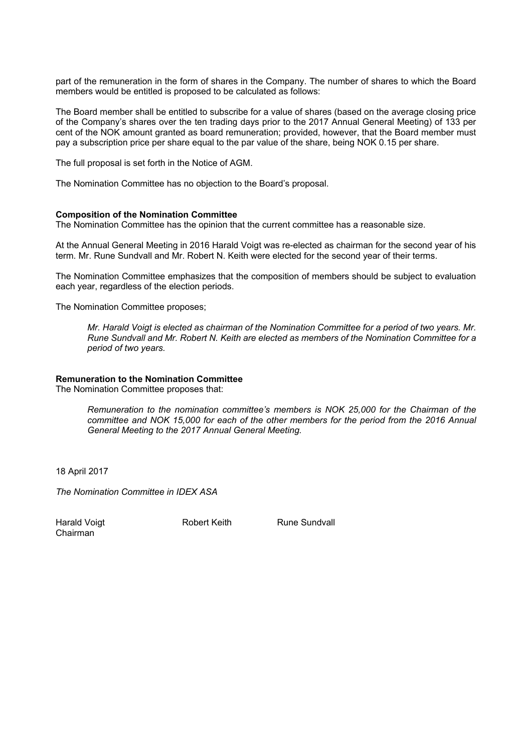part of the remuneration in the form of shares in the Company. The number of shares to which the Board members would be entitled is proposed to be calculated as follows:

The Board member shall be entitled to subscribe for a value of shares (based on the average closing price of the Company's shares over the ten trading days prior to the 2017 Annual General Meeting) of 133 per cent of the NOK amount granted as board remuneration; provided, however, that the Board member must pay a subscription price per share equal to the par value of the share, being NOK 0.15 per share.

The full proposal is set forth in the Notice of AGM.

The Nomination Committee has no objection to the Board's proposal.

**Composition of the Nomination Committee**

The Nomination Committee has the opinion that the current committee has a reasonable size.

At the Annual General Meeting in 2016 Harald Voigt was re-elected as chairman for the second year of his term. Mr. Rune Sundvall and Mr. Robert N. Keith were elected for the second year of their terms.

The Nomination Committee emphasizes that the composition of members should be subject to evaluation each year, regardless of the election periods.

The Nomination Committee proposes;

> *Mr. Harald Voigt is elected as chairman of the Nomination Committee for a period of two years. Mr. Rune Sundvall and Mr. Robert N. Keith are elected as members of the Nomination Committee for a period of two years.*

**Remuneration to the Nomination Committee**

The Nomination Committee proposes that:

> *Remuneration to the nomination committee's members is NOK 25,000 for the Chairman of the committee and NOK 15,000 for each of the other members for the period from the 2016 Annual General Meeting to the 2017 Annual General Meeting.*

18 April 2017

*The Nomination Committee in IDEX ASA*

Harald Voigt
Chairman

Robert Keith

Rune Sundvall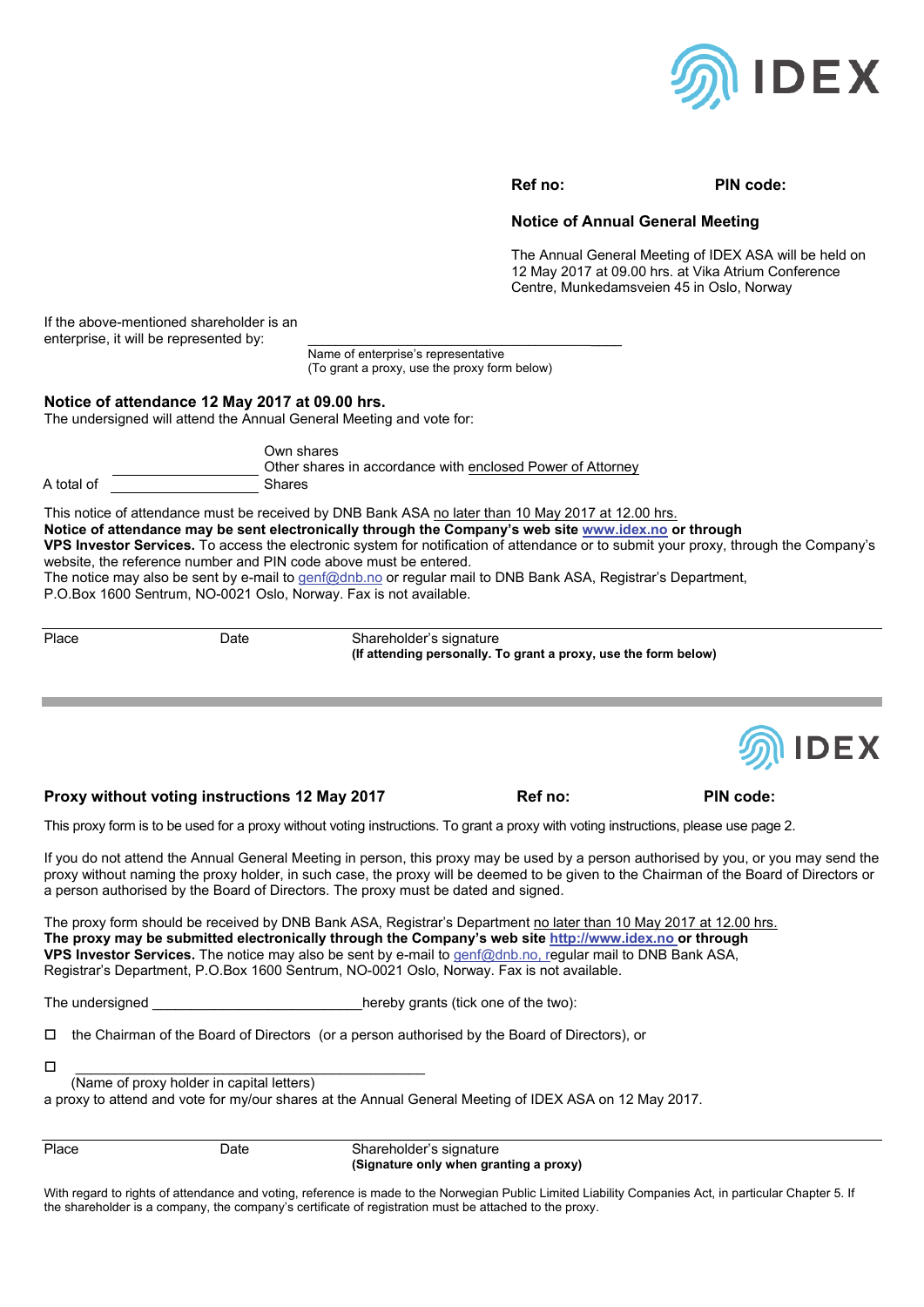IDEX

**Ref no:** **PIN code:**

**Notice of Annual General Meeting**

The Annual General Meeting of IDEX ASA will be held on 12 May 2017 at 09.00 hrs. at Vika Atrium Conference Centre, Munkedamsveien 45 in Oslo, Norway

If the above-mentioned shareholder is an enterprise, it will be represented by: ______________________

Name of enterprise's representative
(To grant a proxy, use the proxy form below)

### Notice of attendance 12 May 2017 at 09.00 hrs.

The undersigned will attend the Annual General Meeting and vote for:

__________ Own shares
__________ Other shares in accordance with enclosed Power of Attorney
A total of __________ Shares

This notice of attendance must be received by DNB Bank ASA no later than 10 May 2017 at 12.00 hrs.
**Notice of attendance may be sent electronically through the Company's web site www.idex.no or through VPS Investor Services.** To access the electronic system for notification of attendance or to submit your proxy, through the Company's website, the reference number and PIN code above must be entered.
The notice may also be sent by e-mail to genf@dnb.no or regular mail to DNB Bank ASA, Registrar's Department, P.O.Box 1600 Sentrum, NO-0021 Oslo, Norway. Fax is not available.

Place Date Shareholder's signature
**(If attending personally. To grant a proxy, use the form below)**

---

IDEX

### Proxy without voting instructions 12 May 2017

**Ref no:** **PIN code:**

This proxy form is to be used for a proxy without voting instructions. To grant a proxy with voting instructions, please use page 2.

If you do not attend the Annual General Meeting in person, this proxy may be used by a person authorised by you, or you may send the proxy without naming the proxy holder, in such case, the proxy will be deemed to be given to the Chairman of the Board of Directors or a person authorised by the Board of Directors. The proxy must be dated and signed.

The proxy form should be received by DNB Bank ASA, Registrar's Department no later than 10 May 2017 at 12.00 hrs.
**The proxy may be submitted electronically through the Company's web site http://www.idex.no or through VPS Investor Services.** The notice may also be sent by e-mail to genf@dnb.no, regular mail to DNB Bank ASA, Registrar's Department, P.O.Box 1600 Sentrum, NO-0021 Oslo, Norway. Fax is not available.

The undersigned ______________________ hereby grants (tick one of the two):

☐ the Chairman of the Board of Directors (or a person authorised by the Board of Directors), or

☐ ______________________
(Name of proxy holder in capital letters)

a proxy to attend and vote for my/our shares at the Annual General Meeting of IDEX ASA on 12 May 2017.

Place Date Shareholder's signature
**(Signature only when granting a proxy)**

With regard to rights of attendance and voting, reference is made to the Norwegian Public Limited Liability Companies Act, in particular Chapter 5. If the shareholder is a company, the company's certificate of registration must be attached to the proxy.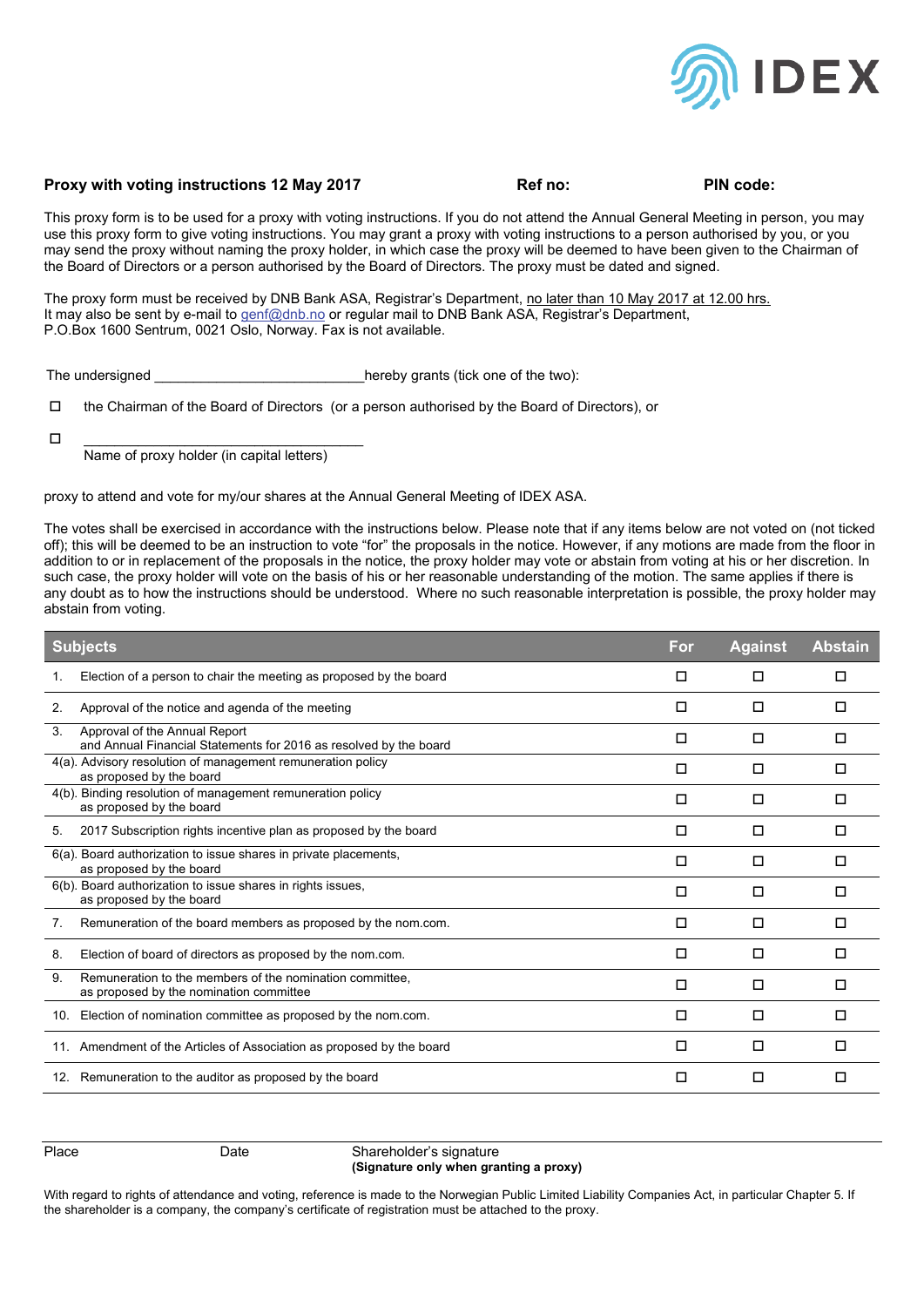IDEX

**Proxy with voting instructions 12 May 2017** **Ref no:** **PIN code:**

This proxy form is to be used for a proxy with voting instructions. If you do not attend the Annual General Meeting in person, you may use this proxy form to give voting instructions. You may grant a proxy with voting instructions to a person authorised by you, or you may send the proxy without naming the proxy holder, in which case the proxy will be deemed to have been given to the Chairman of the Board of Directors or a person authorised by the Board of Directors. The proxy must be dated and signed.

The proxy form must be received by DNB Bank ASA, Registrar's Department, no later than 10 May 2017 at 12.00 hrs.
It may also be sent by e-mail to genf@dnb.no or regular mail to DNB Bank ASA, Registrar's Department, P.O.Box 1600 Sentrum, 0021 Oslo, Norway. Fax is not available.

The undersigned ___________________________ hereby grants (tick one of the two):

☐ the Chairman of the Board of Directors (or a person authorised by the Board of Directors), or

☐ ___________________________________
Name of proxy holder (in capital letters)

proxy to attend and vote for my/our shares at the Annual General Meeting of IDEX ASA.

The votes shall be exercised in accordance with the instructions below. Please note that if any items below are not voted on (not ticked off); this will be deemed to be an instruction to vote "for" the proposals in the notice. However, if any motions are made from the floor in addition to or in replacement of the proposals in the notice, the proxy holder may vote or abstain from voting at his or her discretion. In such case, the proxy holder will vote on the basis of his or her reasonable understanding of the motion. The same applies if there is any doubt as to how the instructions should be understood. Where no such reasonable interpretation is possible, the proxy holder may abstain from voting.

| Subjects | For | Against | Abstain |
|---|---|---|---|
| 1. Election of a person to chair the meeting as proposed by the board | ☐ | ☐ | ☐ |
| 2. Approval of the notice and agenda of the meeting | ☐ | ☐ | ☐ |
| 3. Approval of the Annual Report and Annual Financial Statements for 2016 as resolved by the board | ☐ | ☐ | ☐ |
| 4(a). Advisory resolution of management remuneration policy as proposed by the board | ☐ | ☐ | ☐ |
| 4(b). Binding resolution of management remuneration policy as proposed by the board | ☐ | ☐ | ☐ |
| 5. 2017 Subscription rights incentive plan as proposed by the board | ☐ | ☐ | ☐ |
| 6(a). Board authorization to issue shares in private placements, as proposed by the board | ☐ | ☐ | ☐ |
| 6(b). Board authorization to issue shares in rights issues, as proposed by the board | ☐ | ☐ | ☐ |
| 7. Remuneration of the board members as proposed by the nom.com. | ☐ | ☐ | ☐ |
| 8. Election of board of directors as proposed by the nom.com. | ☐ | ☐ | ☐ |
| 9. Remuneration to the members of the nomination committee, as proposed by the nomination committee | ☐ | ☐ | ☐ |
| 10. Election of nomination committee as proposed by the nom.com. | ☐ | ☐ | ☐ |
| 11. Amendment of the Articles of Association as proposed by the board | ☐ | ☐ | ☐ |
| 12. Remuneration to the auditor as proposed by the board | ☐ | ☐ | ☐ |

Place Date Shareholder's signature
**(Signature only when granting a proxy)**

With regard to rights of attendance and voting, reference is made to the Norwegian Public Limited Liability Companies Act, in particular Chapter 5. If the shareholder is a company, the company's certificate of registration must be attached to the proxy.